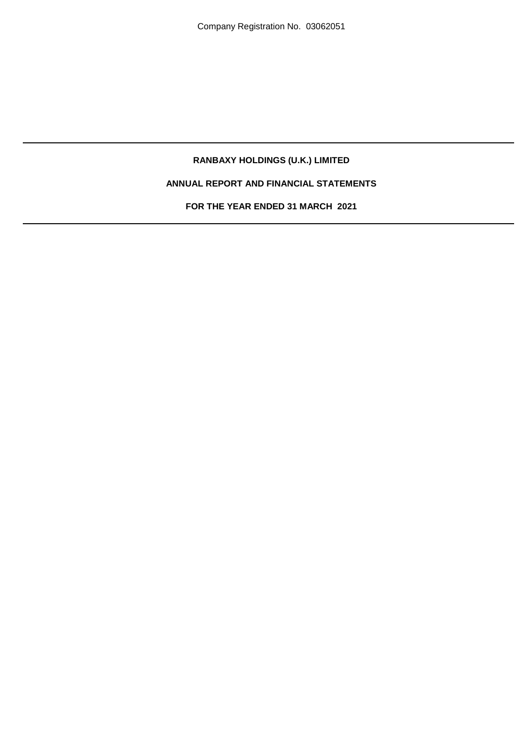Company Registration No. 03062051

# RANBAXY HOLDINGS (U.K.) LIMITED

## ANNUAL REPORT AND FINANCIAL STATEMENTS

## FOR THE YEAR ENDED 31 MARCH 2021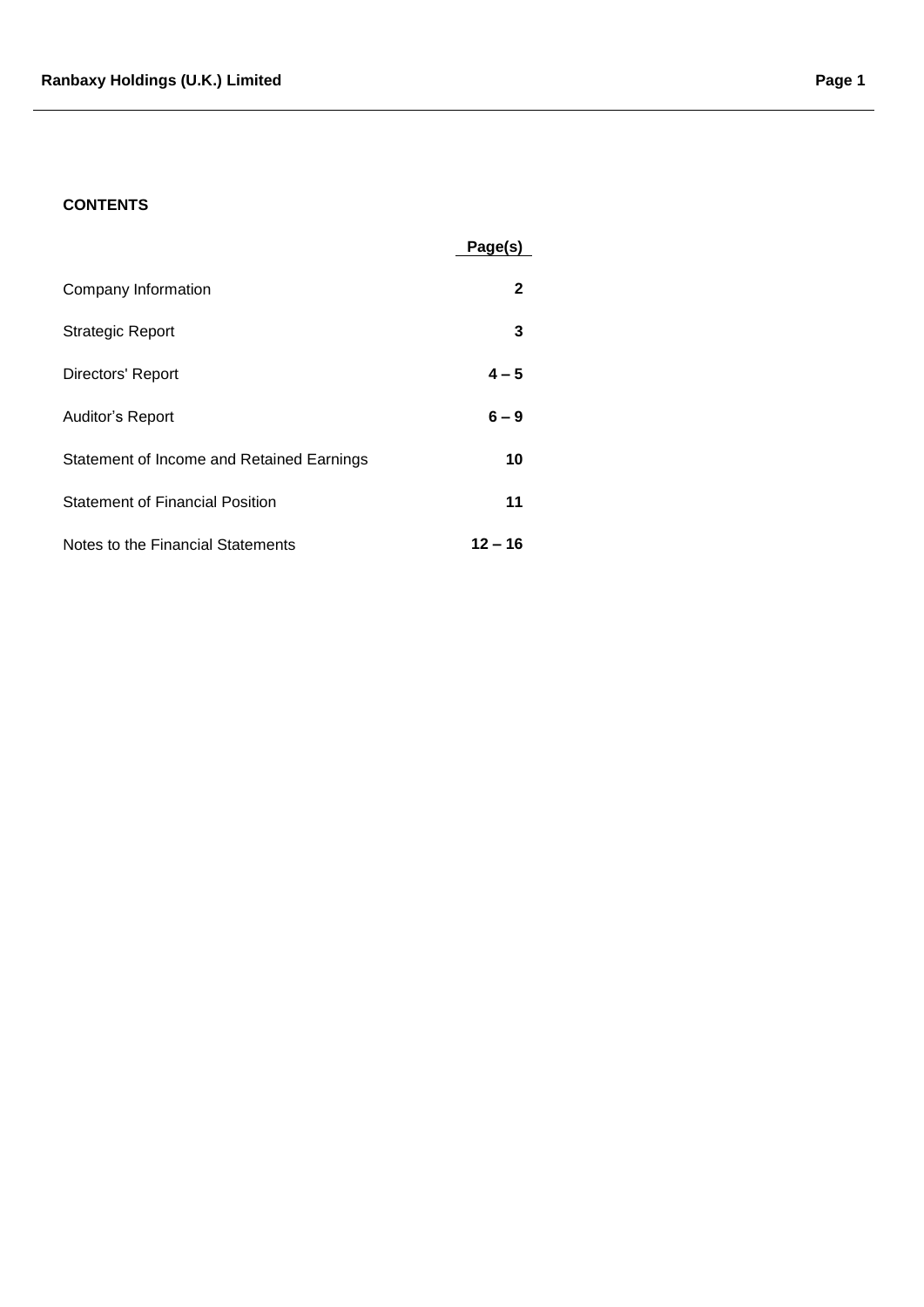## CONTENTS

| | Page(s) |
|---|---|
| Company Information | **2** |
| Strategic Report | **3** |
| Directors' Report | **4 – 5** |
| Auditor's Report | **6 – 9** |
| Statement of Income and Retained Earnings | **10** |
| Statement of Financial Position | **11** |
| Notes to the Financial Statements | **12 – 16** |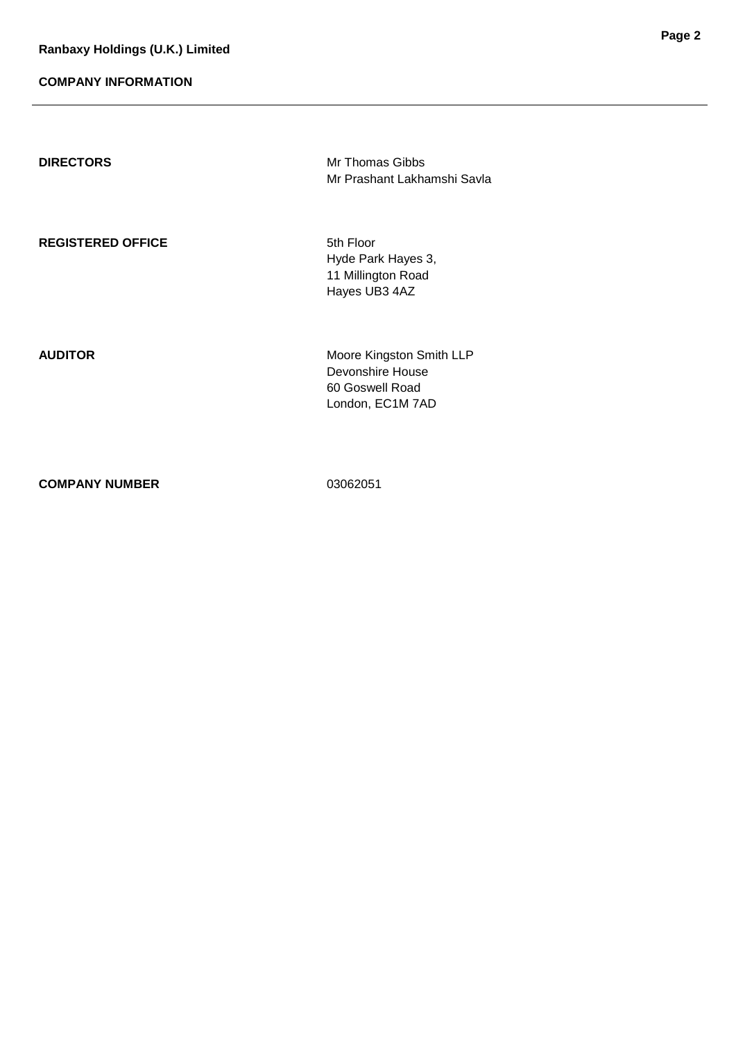## COMPANY INFORMATION

| | |
|---|---|
| **DIRECTORS** | Mr Thomas Gibbs<br>Mr Prashant Lakhamshi Savla |
| **REGISTERED OFFICE** | 5th Floor<br>Hyde Park Hayes 3,<br>11 Millington Road<br>Hayes UB3 4AZ |
| **AUDITOR** | Moore Kingston Smith LLP<br>Devonshire House<br>60 Goswell Road<br>London, EC1M 7AD |
| **COMPANY NUMBER** | 03062051 |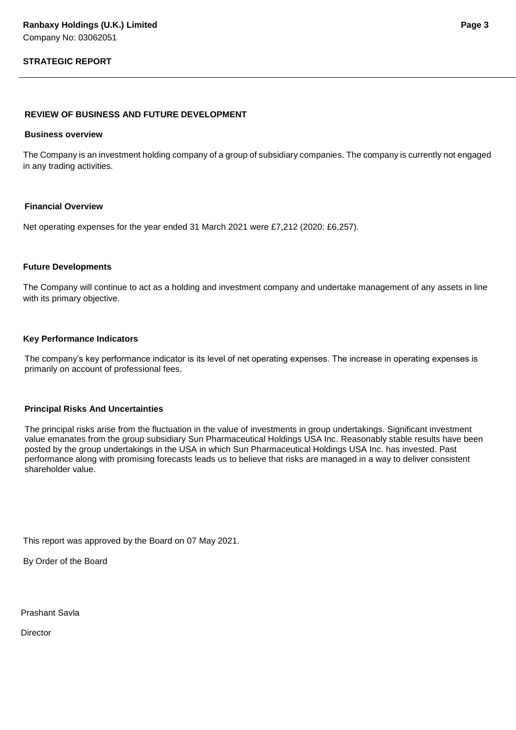## STRATEGIC REPORT

### REVIEW OF BUSINESS AND FUTURE DEVELOPMENT

**Business overview**

The Company is an investment holding company of a group of subsidiary companies. The company is currently not engaged in any trading activities.

**Financial Overview**

Net operating expenses for the year ended 31 March 2021 were £7,212 (2020: £6,257).

**Future Developments**

The Company will continue to act as a holding and investment company and undertake management of any assets in line with its primary objective.

**Key Performance Indicators**

The company's key performance indicator is its level of net operating expenses. The increase in operating expenses is primarily on account of professional fees.

**Principal Risks And Uncertainties**

The principal risks arise from the fluctuation in the value of investments in group undertakings. Significant investment value emanates from the group subsidiary Sun Pharmaceutical Holdings USA Inc. Reasonably stable results have been posted by the group undertakings in the USA in which Sun Pharmaceutical Holdings USA Inc. has invested. Past performance along with promising forecasts leads us to believe that risks are managed in a way to deliver consistent shareholder value.

This report was approved by the Board on 07 May 2021.

By Order of the Board

Prashant Savla

Director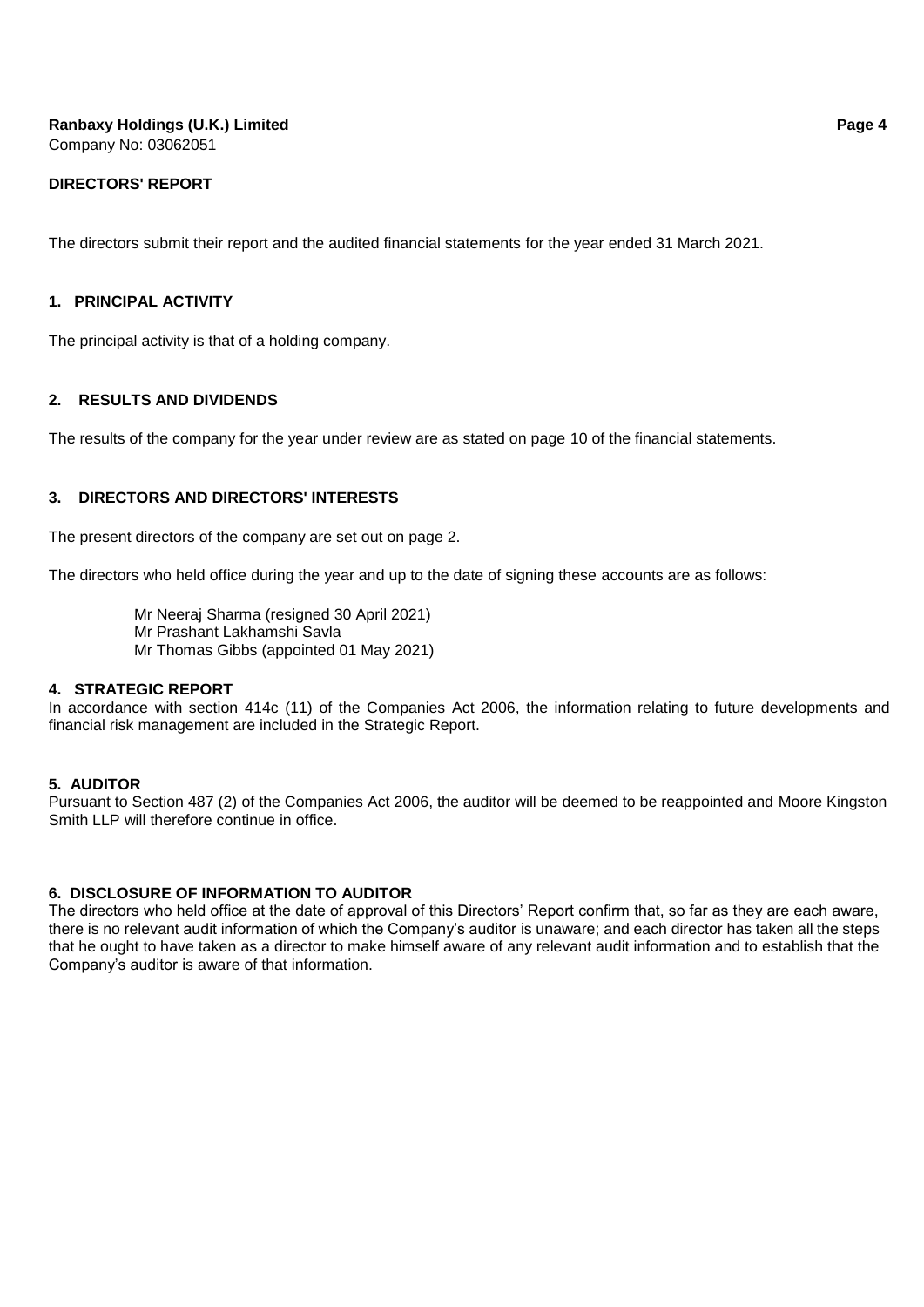**Ranbaxy Holdings (U.K.) Limited**
Company No: 03062051

## DIRECTORS' REPORT

The directors submit their report and the audited financial statements for the year ended 31 March 2021.

### 1. PRINCIPAL ACTIVITY

The principal activity is that of a holding company.

### 2. RESULTS AND DIVIDENDS

The results of the company for the year under review are as stated on page 10 of the financial statements.

### 3. DIRECTORS AND DIRECTORS' INTERESTS

The present directors of the company are set out on page 2.

The directors who held office during the year and up to the date of signing these accounts are as follows:

Mr Neeraj Sharma (resigned 30 April 2021)
Mr Prashant Lakhamshi Savla
Mr Thomas Gibbs (appointed 01 May 2021)

### 4. STRATEGIC REPORT

In accordance with section 414c (11) of the Companies Act 2006, the information relating to future developments and financial risk management are included in the Strategic Report.

### 5. AUDITOR

Pursuant to Section 487 (2) of the Companies Act 2006, the auditor will be deemed to be reappointed and Moore Kingston Smith LLP will therefore continue in office.

### 6. DISCLOSURE OF INFORMATION TO AUDITOR

The directors who held office at the date of approval of this Directors' Report confirm that, so far as they are each aware, there is no relevant audit information of which the Company's auditor is unaware; and each director has taken all the steps that he ought to have taken as a director to make himself aware of any relevant audit information and to establish that the Company's auditor is aware of that information.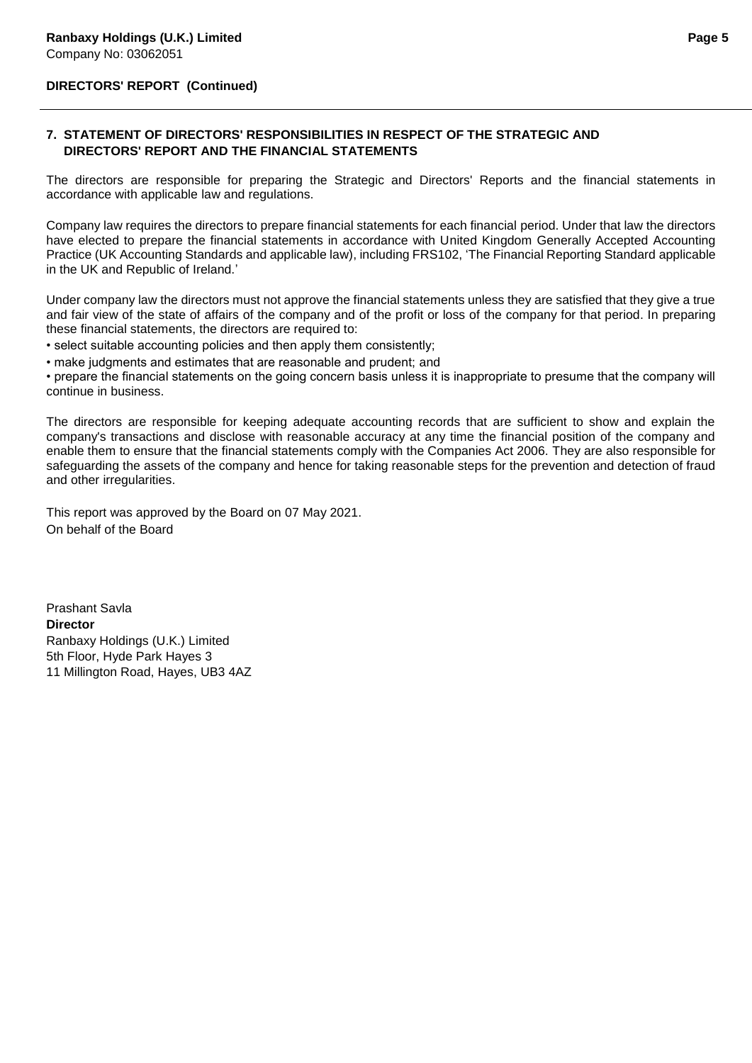**DIRECTORS' REPORT (Continued)**

## 7. STATEMENT OF DIRECTORS' RESPONSIBILITIES IN RESPECT OF THE STRATEGIC AND DIRECTORS' REPORT AND THE FINANCIAL STATEMENTS

The directors are responsible for preparing the Strategic and Directors' Reports and the financial statements in accordance with applicable law and regulations.

Company law requires the directors to prepare financial statements for each financial period. Under that law the directors have elected to prepare the financial statements in accordance with United Kingdom Generally Accepted Accounting Practice (UK Accounting Standards and applicable law), including FRS102, 'The Financial Reporting Standard applicable in the UK and Republic of Ireland.'

Under company law the directors must not approve the financial statements unless they are satisfied that they give a true and fair view of the state of affairs of the company and of the profit or loss of the company for that period. In preparing these financial statements, the directors are required to:

- select suitable accounting policies and then apply them consistently;
- make judgments and estimates that are reasonable and prudent; and
- prepare the financial statements on the going concern basis unless it is inappropriate to presume that the company will continue in business.

The directors are responsible for keeping adequate accounting records that are sufficient to show and explain the company's transactions and disclose with reasonable accuracy at any time the financial position of the company and enable them to ensure that the financial statements comply with the Companies Act 2006. They are also responsible for safeguarding the assets of the company and hence for taking reasonable steps for the prevention and detection of fraud and other irregularities.

This report was approved by the Board on 07 May 2021.
On behalf of the Board

Prashant Savla
**Director**
Ranbaxy Holdings (U.K.) Limited
5th Floor, Hyde Park Hayes 3
11 Millington Road, Hayes, UB3 4AZ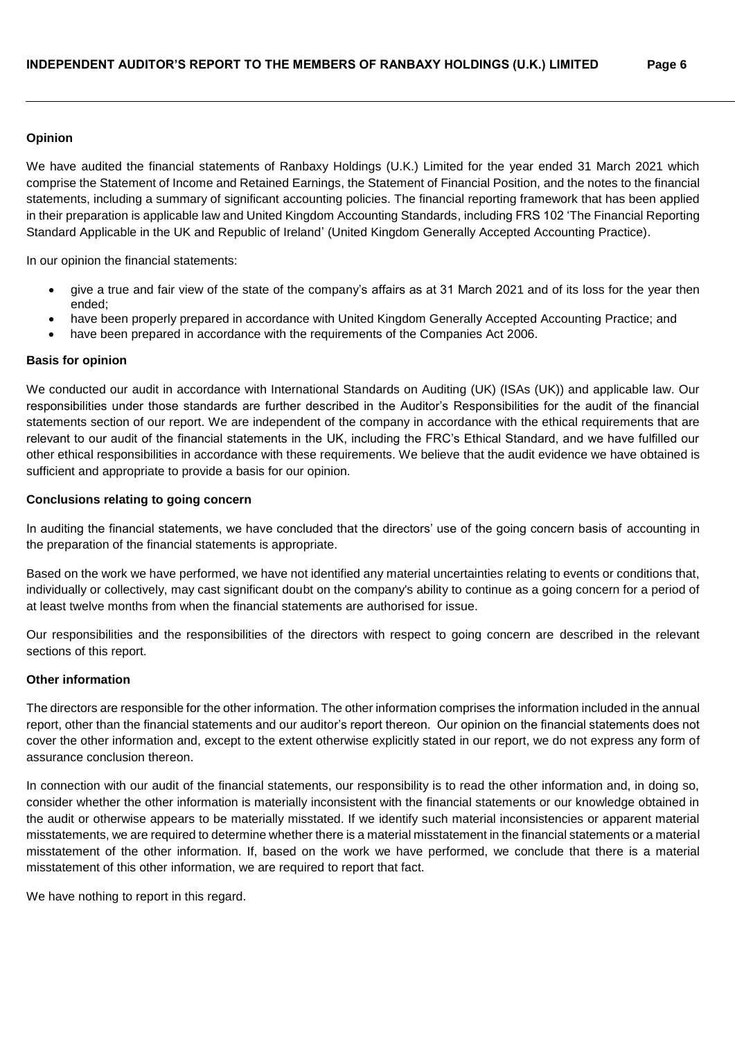### Opinion

We have audited the financial statements of Ranbaxy Holdings (U.K.) Limited for the year ended 31 March 2021 which comprise the Statement of Income and Retained Earnings, the Statement of Financial Position, and the notes to the financial statements, including a summary of significant accounting policies. The financial reporting framework that has been applied in their preparation is applicable law and United Kingdom Accounting Standards, including FRS 102 'The Financial Reporting Standard Applicable in the UK and Republic of Ireland' (United Kingdom Generally Accepted Accounting Practice).

In our opinion the financial statements:

- give a true and fair view of the state of the company's affairs as at 31 March 2021 and of its loss for the year then ended;
- have been properly prepared in accordance with United Kingdom Generally Accepted Accounting Practice; and
- have been prepared in accordance with the requirements of the Companies Act 2006.

### Basis for opinion

We conducted our audit in accordance with International Standards on Auditing (UK) (ISAs (UK)) and applicable law. Our responsibilities under those standards are further described in the Auditor's Responsibilities for the audit of the financial statements section of our report. We are independent of the company in accordance with the ethical requirements that are relevant to our audit of the financial statements in the UK, including the FRC's Ethical Standard, and we have fulfilled our other ethical responsibilities in accordance with these requirements. We believe that the audit evidence we have obtained is sufficient and appropriate to provide a basis for our opinion.

### Conclusions relating to going concern

In auditing the financial statements, we have concluded that the directors' use of the going concern basis of accounting in the preparation of the financial statements is appropriate.

Based on the work we have performed, we have not identified any material uncertainties relating to events or conditions that, individually or collectively, may cast significant doubt on the company's ability to continue as a going concern for a period of at least twelve months from when the financial statements are authorised for issue.

Our responsibilities and the responsibilities of the directors with respect to going concern are described in the relevant sections of this report.

### Other information

The directors are responsible for the other information. The other information comprises the information included in the annual report, other than the financial statements and our auditor's report thereon. Our opinion on the financial statements does not cover the other information and, except to the extent otherwise explicitly stated in our report, we do not express any form of assurance conclusion thereon.

In connection with our audit of the financial statements, our responsibility is to read the other information and, in doing so, consider whether the other information is materially inconsistent with the financial statements or our knowledge obtained in the audit or otherwise appears to be materially misstated. If we identify such material inconsistencies or apparent material misstatements, we are required to determine whether there is a material misstatement in the financial statements or a material misstatement of the other information. If, based on the work we have performed, we conclude that there is a material misstatement of this other information, we are required to report that fact.

We have nothing to report in this regard.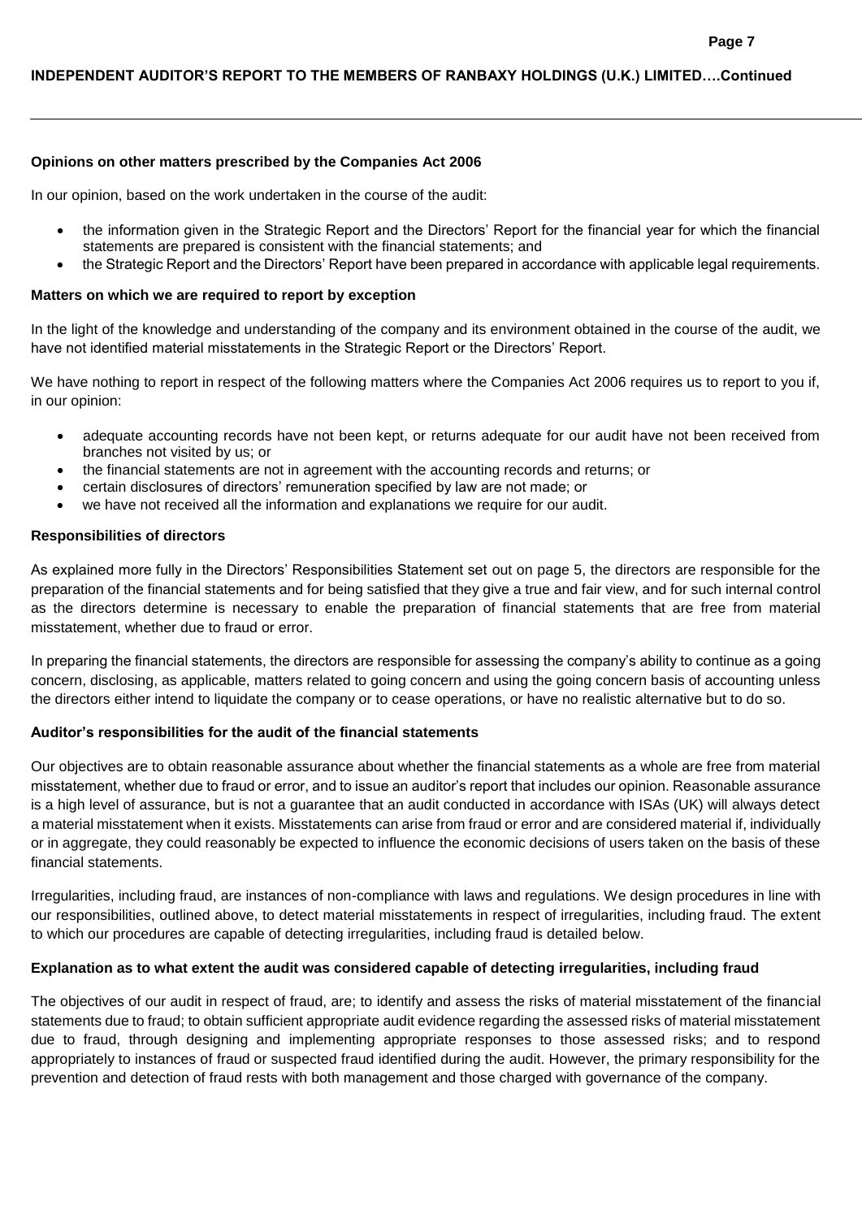**Opinions on other matters prescribed by the Companies Act 2006**

In our opinion, based on the work undertaken in the course of the audit:

- the information given in the Strategic Report and the Directors' Report for the financial year for which the financial statements are prepared is consistent with the financial statements; and
- the Strategic Report and the Directors' Report have been prepared in accordance with applicable legal requirements.

**Matters on which we are required to report by exception**

In the light of the knowledge and understanding of the company and its environment obtained in the course of the audit, we have not identified material misstatements in the Strategic Report or the Directors' Report.

We have nothing to report in respect of the following matters where the Companies Act 2006 requires us to report to you if, in our opinion:

- adequate accounting records have not been kept, or returns adequate for our audit have not been received from branches not visited by us; or
- the financial statements are not in agreement with the accounting records and returns; or
- certain disclosures of directors' remuneration specified by law are not made; or
- we have not received all the information and explanations we require for our audit.

**Responsibilities of directors**

As explained more fully in the Directors' Responsibilities Statement set out on page 5, the directors are responsible for the preparation of the financial statements and for being satisfied that they give a true and fair view, and for such internal control as the directors determine is necessary to enable the preparation of financial statements that are free from material misstatement, whether due to fraud or error.

In preparing the financial statements, the directors are responsible for assessing the company's ability to continue as a going concern, disclosing, as applicable, matters related to going concern and using the going concern basis of accounting unless the directors either intend to liquidate the company or to cease operations, or have no realistic alternative but to do so.

**Auditor's responsibilities for the audit of the financial statements**

Our objectives are to obtain reasonable assurance about whether the financial statements as a whole are free from material misstatement, whether due to fraud or error, and to issue an auditor's report that includes our opinion. Reasonable assurance is a high level of assurance, but is not a guarantee that an audit conducted in accordance with ISAs (UK) will always detect a material misstatement when it exists. Misstatements can arise from fraud or error and are considered material if, individually or in aggregate, they could reasonably be expected to influence the economic decisions of users taken on the basis of these financial statements.

Irregularities, including fraud, are instances of non-compliance with laws and regulations. We design procedures in line with our responsibilities, outlined above, to detect material misstatements in respect of irregularities, including fraud. The extent to which our procedures are capable of detecting irregularities, including fraud is detailed below.

**Explanation as to what extent the audit was considered capable of detecting irregularities, including fraud**

The objectives of our audit in respect of fraud, are; to identify and assess the risks of material misstatement of the financial statements due to fraud; to obtain sufficient appropriate audit evidence regarding the assessed risks of material misstatement due to fraud, through designing and implementing appropriate responses to those assessed risks; and to respond appropriately to instances of fraud or suspected fraud identified during the audit. However, the primary responsibility for the prevention and detection of fraud rests with both management and those charged with governance of the company.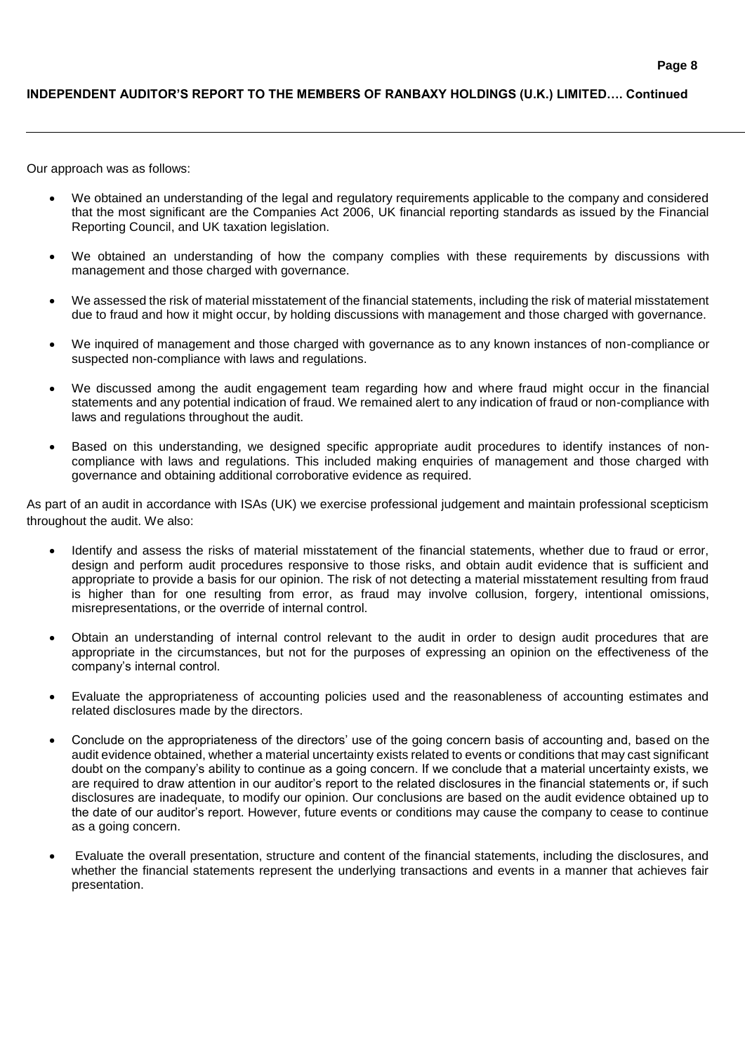Our approach was as follows:

- We obtained an understanding of the legal and regulatory requirements applicable to the company and considered that the most significant are the Companies Act 2006, UK financial reporting standards as issued by the Financial Reporting Council, and UK taxation legislation.
- We obtained an understanding of how the company complies with these requirements by discussions with management and those charged with governance.
- We assessed the risk of material misstatement of the financial statements, including the risk of material misstatement due to fraud and how it might occur, by holding discussions with management and those charged with governance.
- We inquired of management and those charged with governance as to any known instances of non-compliance or suspected non-compliance with laws and regulations.
- We discussed among the audit engagement team regarding how and where fraud might occur in the financial statements and any potential indication of fraud. We remained alert to any indication of fraud or non-compliance with laws and regulations throughout the audit.
- Based on this understanding, we designed specific appropriate audit procedures to identify instances of non-compliance with laws and regulations. This included making enquiries of management and those charged with governance and obtaining additional corroborative evidence as required.

As part of an audit in accordance with ISAs (UK) we exercise professional judgement and maintain professional scepticism throughout the audit. We also:

- Identify and assess the risks of material misstatement of the financial statements, whether due to fraud or error, design and perform audit procedures responsive to those risks, and obtain audit evidence that is sufficient and appropriate to provide a basis for our opinion. The risk of not detecting a material misstatement resulting from fraud is higher than for one resulting from error, as fraud may involve collusion, forgery, intentional omissions, misrepresentations, or the override of internal control.
- Obtain an understanding of internal control relevant to the audit in order to design audit procedures that are appropriate in the circumstances, but not for the purposes of expressing an opinion on the effectiveness of the company's internal control.
- Evaluate the appropriateness of accounting policies used and the reasonableness of accounting estimates and related disclosures made by the directors.
- Conclude on the appropriateness of the directors' use of the going concern basis of accounting and, based on the audit evidence obtained, whether a material uncertainty exists related to events or conditions that may cast significant doubt on the company's ability to continue as a going concern. If we conclude that a material uncertainty exists, we are required to draw attention in our auditor's report to the related disclosures in the financial statements or, if such disclosures are inadequate, to modify our opinion. Our conclusions are based on the audit evidence obtained up to the date of our auditor's report. However, future events or conditions may cause the company to cease to continue as a going concern.
- Evaluate the overall presentation, structure and content of the financial statements, including the disclosures, and whether the financial statements represent the underlying transactions and events in a manner that achieves fair presentation.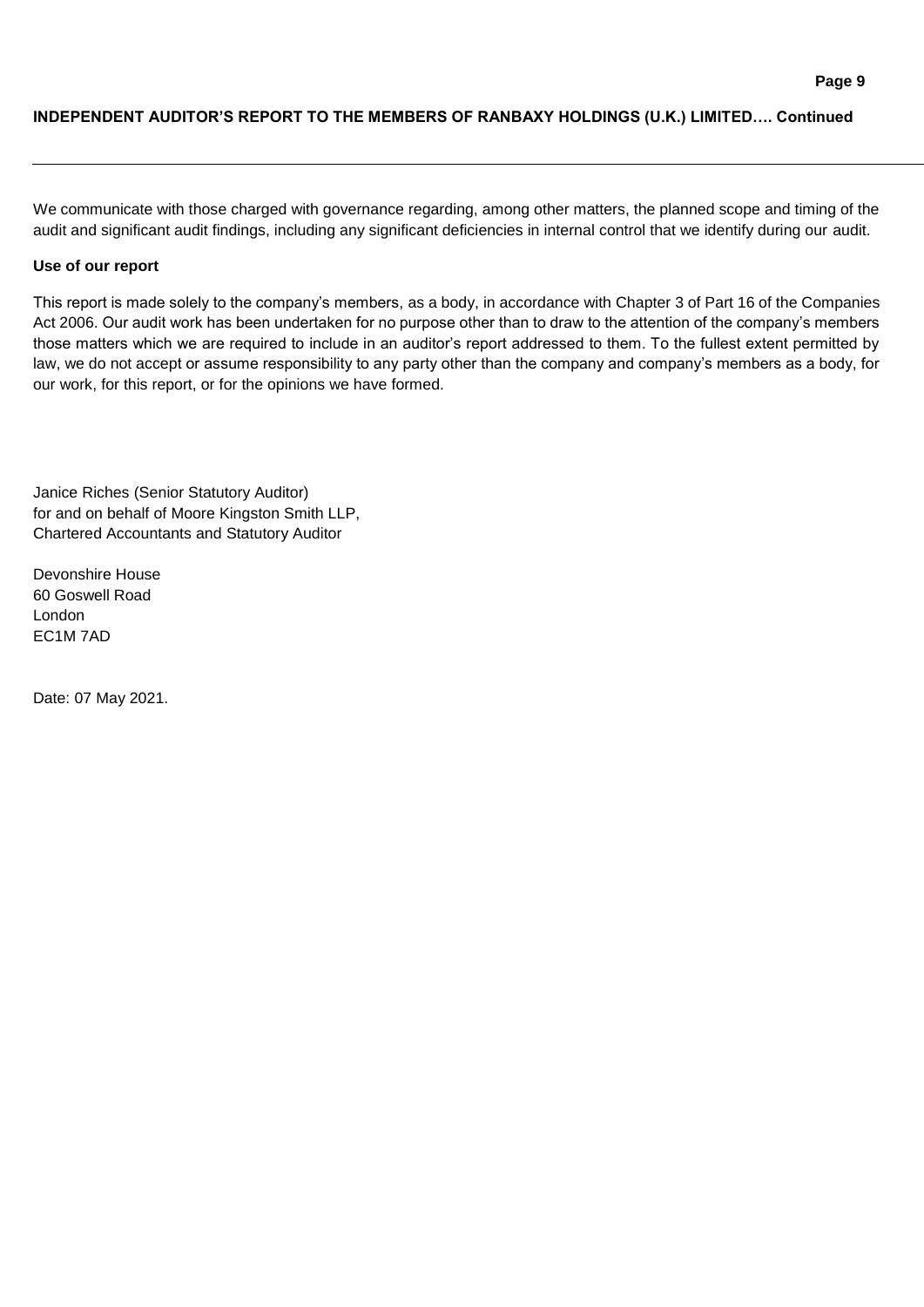We communicate with those charged with governance regarding, among other matters, the planned scope and timing of the audit and significant audit findings, including any significant deficiencies in internal control that we identify during our audit.

**Use of our report**

This report is made solely to the company's members, as a body, in accordance with Chapter 3 of Part 16 of the Companies Act 2006. Our audit work has been undertaken for no purpose other than to draw to the attention of the company's members those matters which we are required to include in an auditor's report addressed to them. To the fullest extent permitted by law, we do not accept or assume responsibility to any party other than the company and company's members as a body, for our work, for this report, or for the opinions we have formed.

Janice Riches (Senior Statutory Auditor)
for and on behalf of Moore Kingston Smith LLP,
Chartered Accountants and Statutory Auditor

Devonshire House
60 Goswell Road
London
EC1M 7AD

Date: 07 May 2021.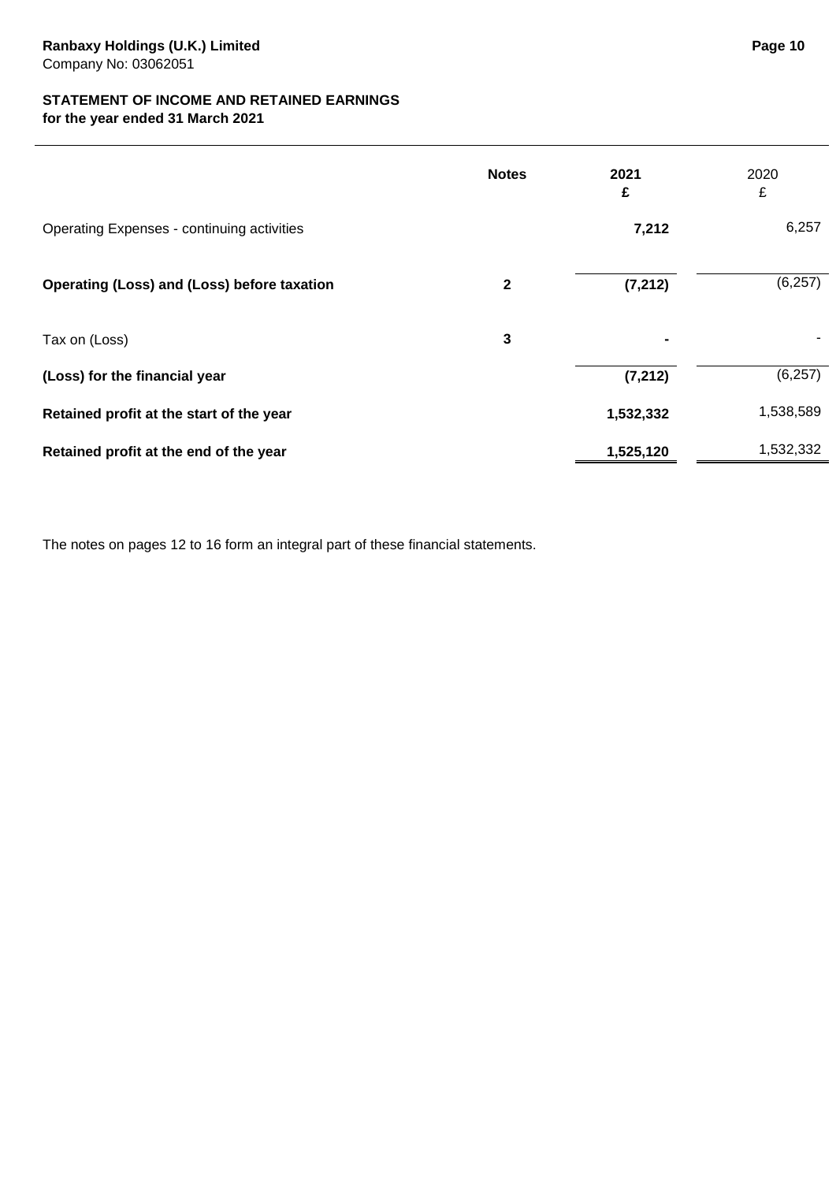**Ranbaxy Holdings (U.K.) Limited**
Company No: 03062051

## STATEMENT OF INCOME AND RETAINED EARNINGS
**for the year ended 31 March 2021**

| | Notes | 2021 £ | 2020 £ |
|---|---|---|---|
| Operating Expenses - continuing activities | | **7,212** | 6,257 |
| **Operating (Loss) and (Loss) before taxation** | **2** | **(7,212)** | (6,257) |
| Tax on (Loss) | **3** | **-** | - |
| **(Loss) for the financial year** | | **(7,212)** | (6,257) |
| **Retained profit at the start of the year** | | **1,532,332** | 1,538,589 |
| **Retained profit at the end of the year** | | **1,525,120** | 1,532,332 |

The notes on pages 12 to 16 form an integral part of these financial statements.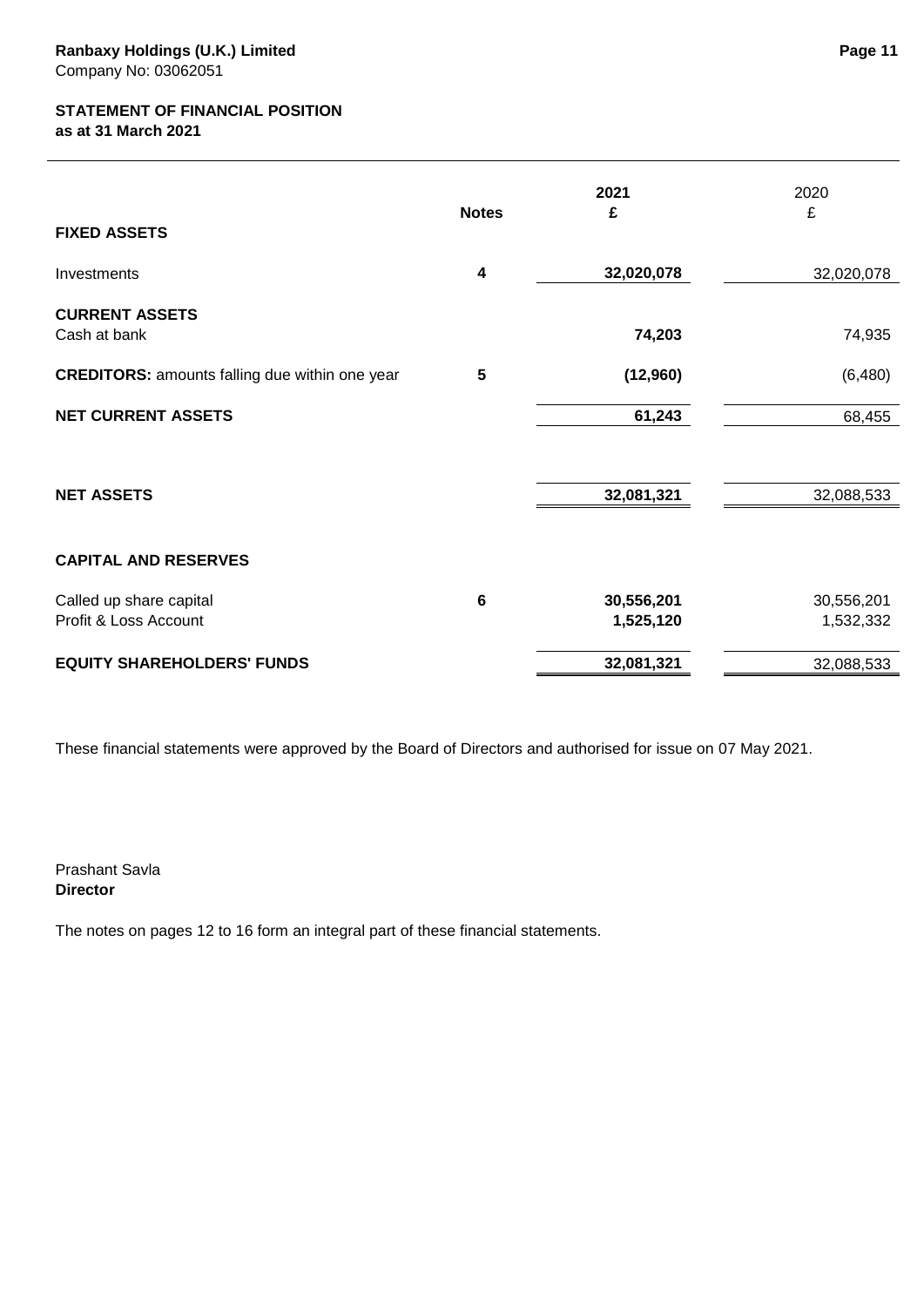**Ranbaxy Holdings (U.K.) Limited**
Company No: 03062051

## STATEMENT OF FINANCIAL POSITION
**as at 31 March 2021**

| | Notes | 2021 £ | 2020 £ |
|---|---|---|---|
| **FIXED ASSETS** | | | |
| Investments | 4 | 32,020,078 | 32,020,078 |
| **CURRENT ASSETS** | | | |
| Cash at bank | | 74,203 | 74,935 |
| **CREDITORS:** amounts falling due within one year | 5 | (12,960) | (6,480) |
| **NET CURRENT ASSETS** | | 61,243 | 68,455 |
| **NET ASSETS** | | 32,081,321 | 32,088,533 |
| **CAPITAL AND RESERVES** | | | |
| Called up share capital | 6 | 30,556,201 | 30,556,201 |
| Profit & Loss Account | | 1,525,120 | 1,532,332 |
| **EQUITY SHAREHOLDERS' FUNDS** | | 32,081,321 | 32,088,533 |

These financial statements were approved by the Board of Directors and authorised for issue on 07 May 2021.

Prashant Savla
**Director**

The notes on pages 12 to 16 form an integral part of these financial statements.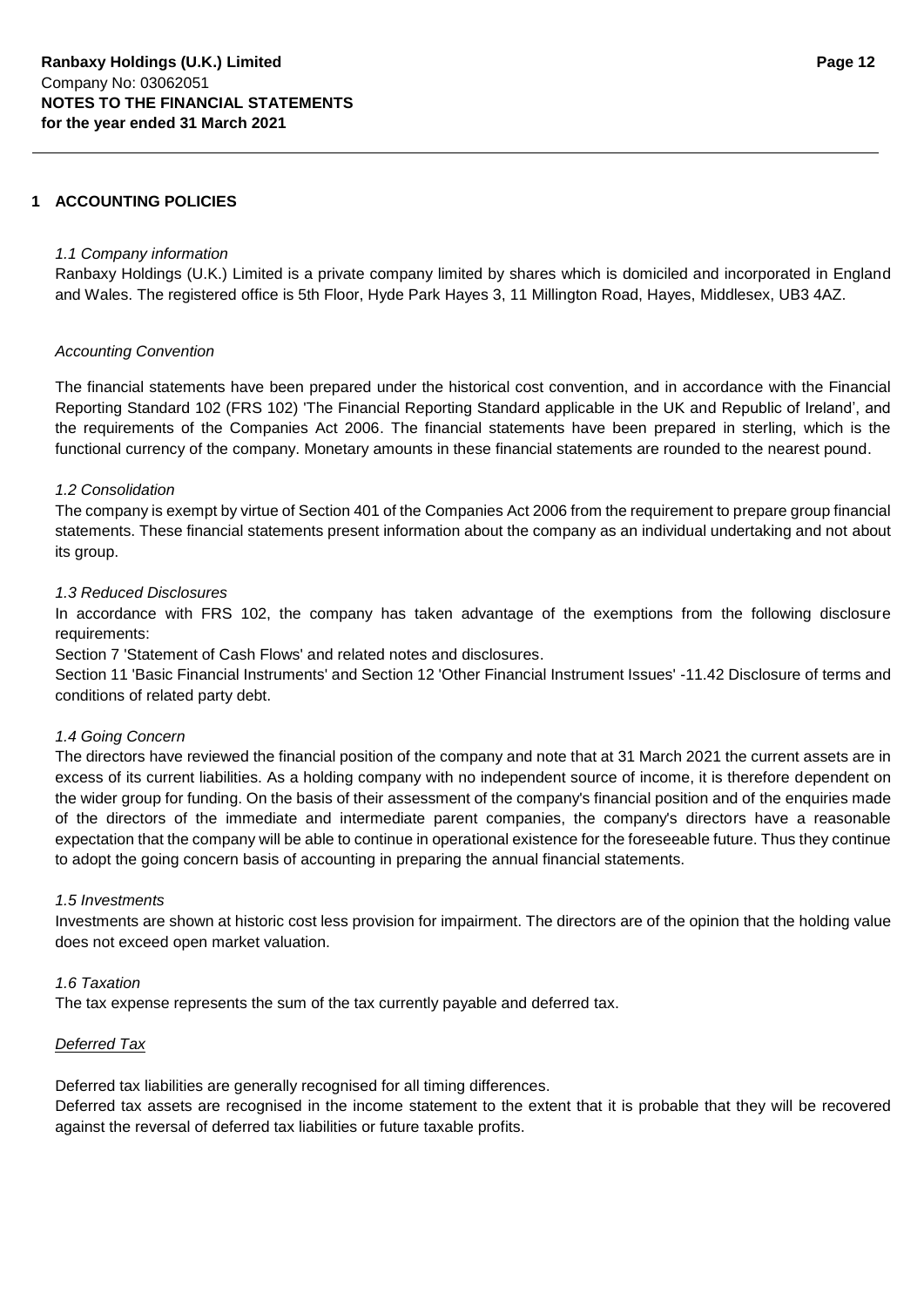## 1 ACCOUNTING POLICIES

*1.1 Company information*

Ranbaxy Holdings (U.K.) Limited is a private company limited by shares which is domiciled and incorporated in England and Wales. The registered office is 5th Floor, Hyde Park Hayes 3, 11 Millington Road, Hayes, Middlesex, UB3 4AZ.

*Accounting Convention*

The financial statements have been prepared under the historical cost convention, and in accordance with the Financial Reporting Standard 102 (FRS 102) 'The Financial Reporting Standard applicable in the UK and Republic of Ireland', and the requirements of the Companies Act 2006. The financial statements have been prepared in sterling, which is the functional currency of the company. Monetary amounts in these financial statements are rounded to the nearest pound.

*1.2 Consolidation*

The company is exempt by virtue of Section 401 of the Companies Act 2006 from the requirement to prepare group financial statements. These financial statements present information about the company as an individual undertaking and not about its group.

*1.3 Reduced Disclosures*

In accordance with FRS 102, the company has taken advantage of the exemptions from the following disclosure requirements:

Section 7 'Statement of Cash Flows' and related notes and disclosures.

Section 11 'Basic Financial Instruments' and Section 12 'Other Financial Instrument Issues' -11.42 Disclosure of terms and conditions of related party debt.

*1.4 Going Concern*

The directors have reviewed the financial position of the company and note that at 31 March 2021 the current assets are in excess of its current liabilities. As a holding company with no independent source of income, it is therefore dependent on the wider group for funding. On the basis of their assessment of the company's financial position and of the enquiries made of the directors of the immediate and intermediate parent companies, the company's directors have a reasonable expectation that the company will be able to continue in operational existence for the foreseeable future. Thus they continue to adopt the going concern basis of accounting in preparing the annual financial statements.

*1.5 Investments*

Investments are shown at historic cost less provision for impairment. The directors are of the opinion that the holding value does not exceed open market valuation.

*1.6 Taxation*

The tax expense represents the sum of the tax currently payable and deferred tax.

*Deferred Tax*

Deferred tax liabilities are generally recognised for all timing differences.

Deferred tax assets are recognised in the income statement to the extent that it is probable that they will be recovered against the reversal of deferred tax liabilities or future taxable profits.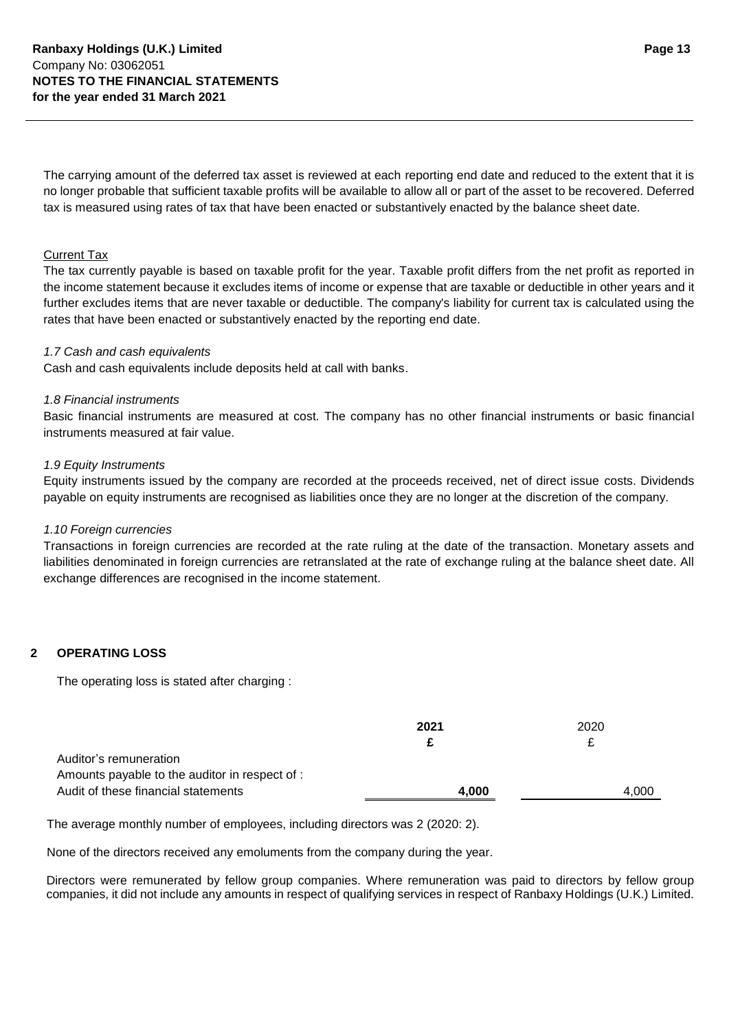The carrying amount of the deferred tax asset is reviewed at each reporting end date and reduced to the extent that it is no longer probable that sufficient taxable profits will be available to allow all or part of the asset to be recovered. Deferred tax is measured using rates of tax that have been enacted or substantively enacted by the balance sheet date.

Current Tax

The tax currently payable is based on taxable profit for the year. Taxable profit differs from the net profit as reported in the income statement because it excludes items of income or expense that are taxable or deductible in other years and it further excludes items that are never taxable or deductible. The company's liability for current tax is calculated using the rates that have been enacted or substantively enacted by the reporting end date.

*1.7 Cash and cash equivalents*

Cash and cash equivalents include deposits held at call with banks.

*1.8 Financial instruments*

Basic financial instruments are measured at cost. The company has no other financial instruments or basic financial instruments measured at fair value.

*1.9 Equity Instruments*

Equity instruments issued by the company are recorded at the proceeds received, net of direct issue costs. Dividends payable on equity instruments are recognised as liabilities once they are no longer at the discretion of the company.

*1.10 Foreign currencies*

Transactions in foreign currencies are recorded at the rate ruling at the date of the transaction. Monetary assets and liabilities denominated in foreign currencies are retranslated at the rate of exchange ruling at the balance sheet date. All exchange differences are recognised in the income statement.

## 2 OPERATING LOSS

The operating loss is stated after charging :

| | **2021** | 2020 |
|---|---|---|
| | **£** | £ |
| Auditor's remuneration | | |
| Amounts payable to the auditor in respect of : | | |
| Audit of these financial statements | **4,000** | 4,000 |

The average monthly number of employees, including directors was 2 (2020: 2).

None of the directors received any emoluments from the company during the year.

Directors were remunerated by fellow group companies. Where remuneration was paid to directors by fellow group companies, it did not include any amounts in respect of qualifying services in respect of Ranbaxy Holdings (U.K.) Limited.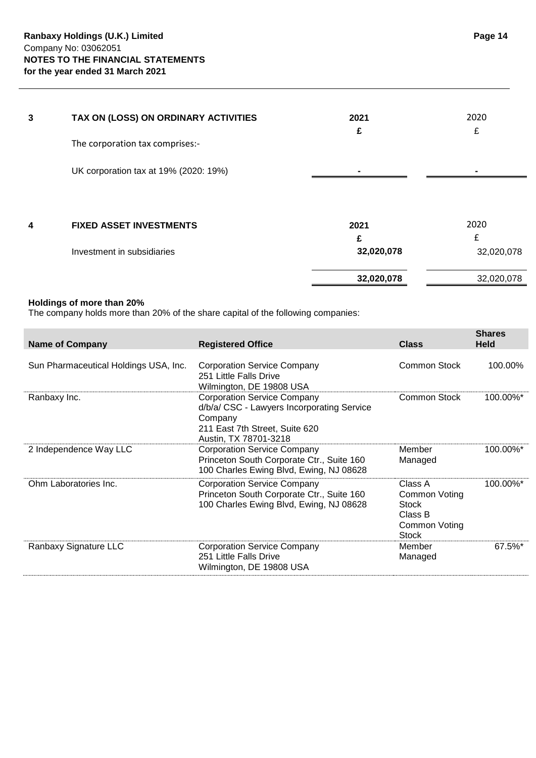| 3 | TAX ON (LOSS) ON ORDINARY ACTIVITIES | 2021 | 2020 |
|---|---|---|---|
| | | £ | £ |
| | The corporation tax comprises:- | | |
| | UK corporation tax at 19% (2020: 19%) | - | - |

| 4 | FIXED ASSET INVESTMENTS | 2021 | 2020 |
|---|---|---|---|
| | | £ | £ |
| | Investment in subsidiaries | 32,020,078 | 32,020,078 |
| | | 32,020,078 | 32,020,078 |

**Holdings of more than 20%**

The company holds more than 20% of the share capital of the following companies:

| Name of Company | Registered Office | Class | Shares Held |
|---|---|---|---|
| Sun Pharmaceutical Holdings USA, Inc. | Corporation Service Company<br>251 Little Falls Drive<br>Wilmington, DE 19808 USA | Common Stock | 100.00% |
| Ranbaxy Inc. | Corporation Service Company<br>d/b/a/ CSC - Lawyers Incorporating Service Company<br>211 East 7th Street, Suite 620<br>Austin, TX 78701-3218 | Common Stock | 100.00%* |
| 2 Independence Way LLC | Corporation Service Company<br>Princeton South Corporate Ctr., Suite 160<br>100 Charles Ewing Blvd, Ewing, NJ 08628 | Member Managed | 100.00%* |
| Ohm Laboratories Inc. | Corporation Service Company<br>Princeton South Corporate Ctr., Suite 160<br>100 Charles Ewing Blvd, Ewing, NJ 08628 | Class A Common Voting Stock<br>Class B Common Voting Stock | 100.00%* |
| Ranbaxy Signature LLC | Corporation Service Company<br>251 Little Falls Drive<br>Wilmington, DE 19808 USA | Member Managed | 67.5%* |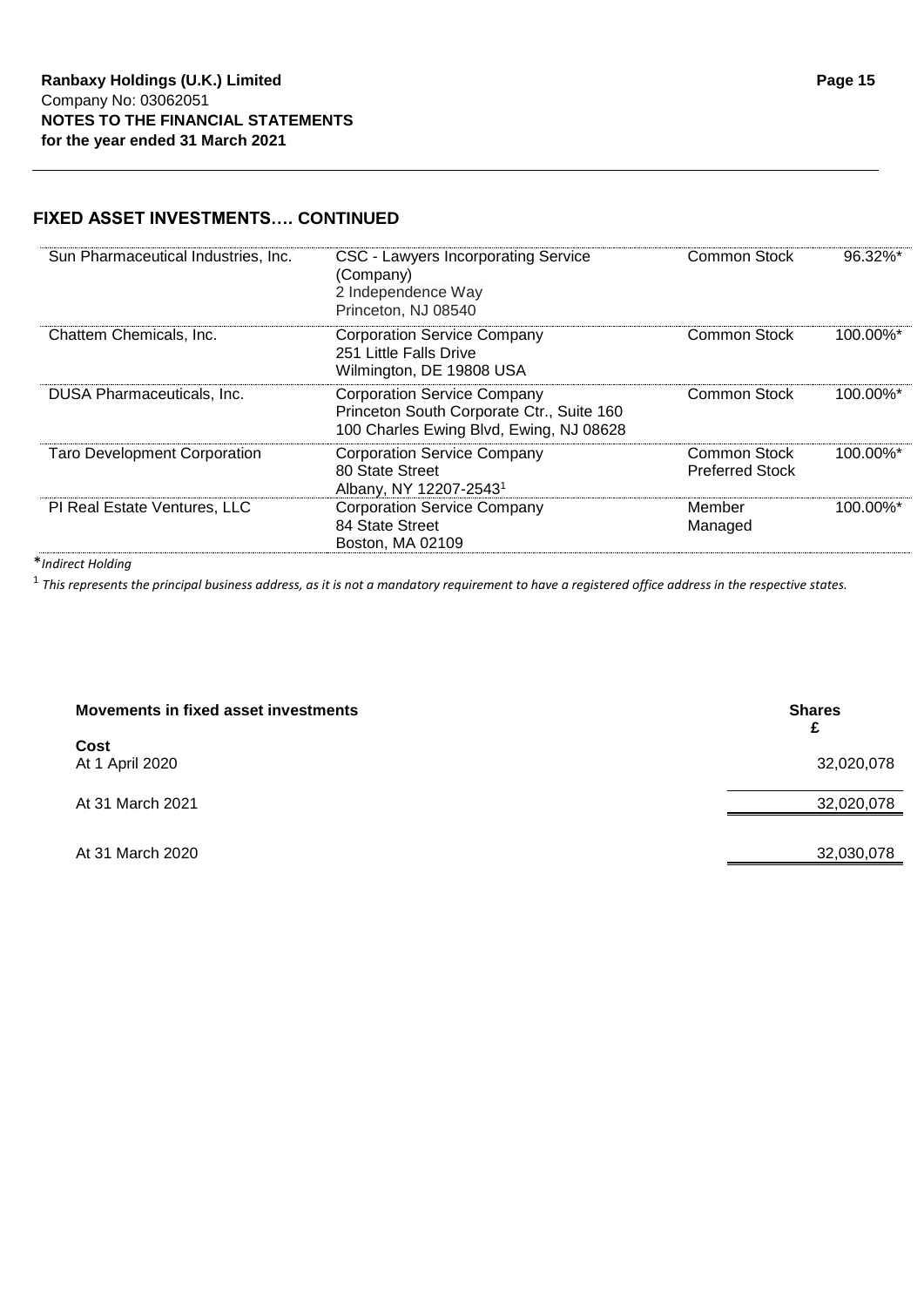## FIXED ASSET INVESTMENTS…. CONTINUED

| | | | |
|---|---|---|---|
| Sun Pharmaceutical Industries, Inc. | CSC - Lawyers Incorporating Service (Company)<br>2 Independence Way<br>Princeton, NJ 08540 | Common Stock | 96.32%* |
| Chattem Chemicals, Inc. | Corporation Service Company<br>251 Little Falls Drive<br>Wilmington, DE 19808 USA | Common Stock | 100.00%* |
| DUSA Pharmaceuticals, Inc. | Corporation Service Company<br>Princeton South Corporate Ctr., Suite 160<br>100 Charles Ewing Blvd, Ewing, NJ 08628 | Common Stock | 100.00%* |
| Taro Development Corporation | Corporation Service Company<br>80 State Street<br>Albany, NY 12207-2543[1] | Common Stock<br>Preferred Stock | 100.00%* |
| PI Real Estate Ventures, LLC | Corporation Service Company<br>84 State Street<br>Boston, MA 02109 | Member Managed | 100.00%* |

*Indirect Holding*

[1] *This represents the principal business address, as it is not a mandatory requirement to have a registered office address in the respective states.*

| Movements in fixed asset investments | Shares<br>£ |
|---|---|
| **Cost** | |
| At 1 April 2020 | 32,020,078 |
| At 31 March 2021 | 32,020,078 |
| At 31 March 2020 | 32,030,078 |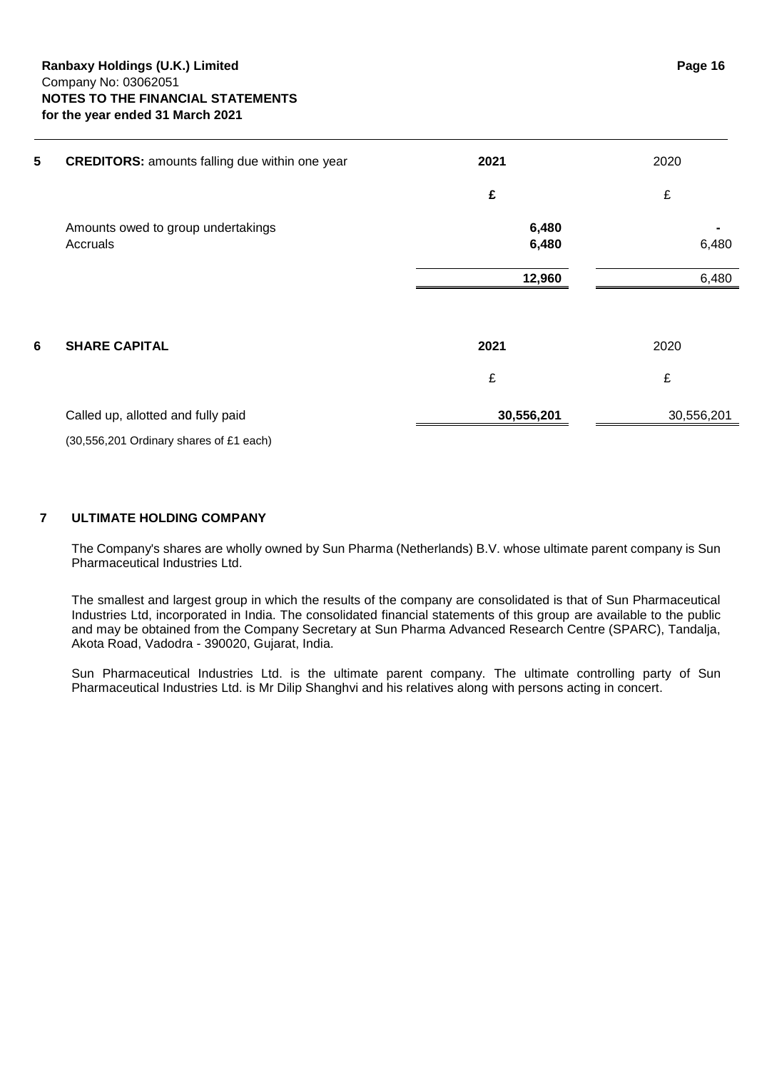## 5 CREDITORS: amounts falling due within one year

| | 2021 | 2020 |
|---|---|---|
| | £ | £ |
| Amounts owed to group undertakings | 6,480 | - |
| Accruals | 6,480 | 6,480 |
| | **12,960** | 6,480 |

## 6 SHARE CAPITAL

| | 2021 | 2020 |
|---|---|---|
| | £ | £ |
| Called up, allotted and fully paid | **30,556,201** | 30,556,201 |

(30,556,201 Ordinary shares of £1 each)

## 7 ULTIMATE HOLDING COMPANY

The Company's shares are wholly owned by Sun Pharma (Netherlands) B.V. whose ultimate parent company is Sun Pharmaceutical Industries Ltd.

The smallest and largest group in which the results of the company are consolidated is that of Sun Pharmaceutical Industries Ltd, incorporated in India. The consolidated financial statements of this group are available to the public and may be obtained from the Company Secretary at Sun Pharma Advanced Research Centre (SPARC), Tandalja, Akota Road, Vadodra - 390020, Gujarat, India.

Sun Pharmaceutical Industries Ltd. is the ultimate parent company. The ultimate controlling party of Sun Pharmaceutical Industries Ltd. is Mr Dilip Shanghvi and his relatives along with persons acting in concert.